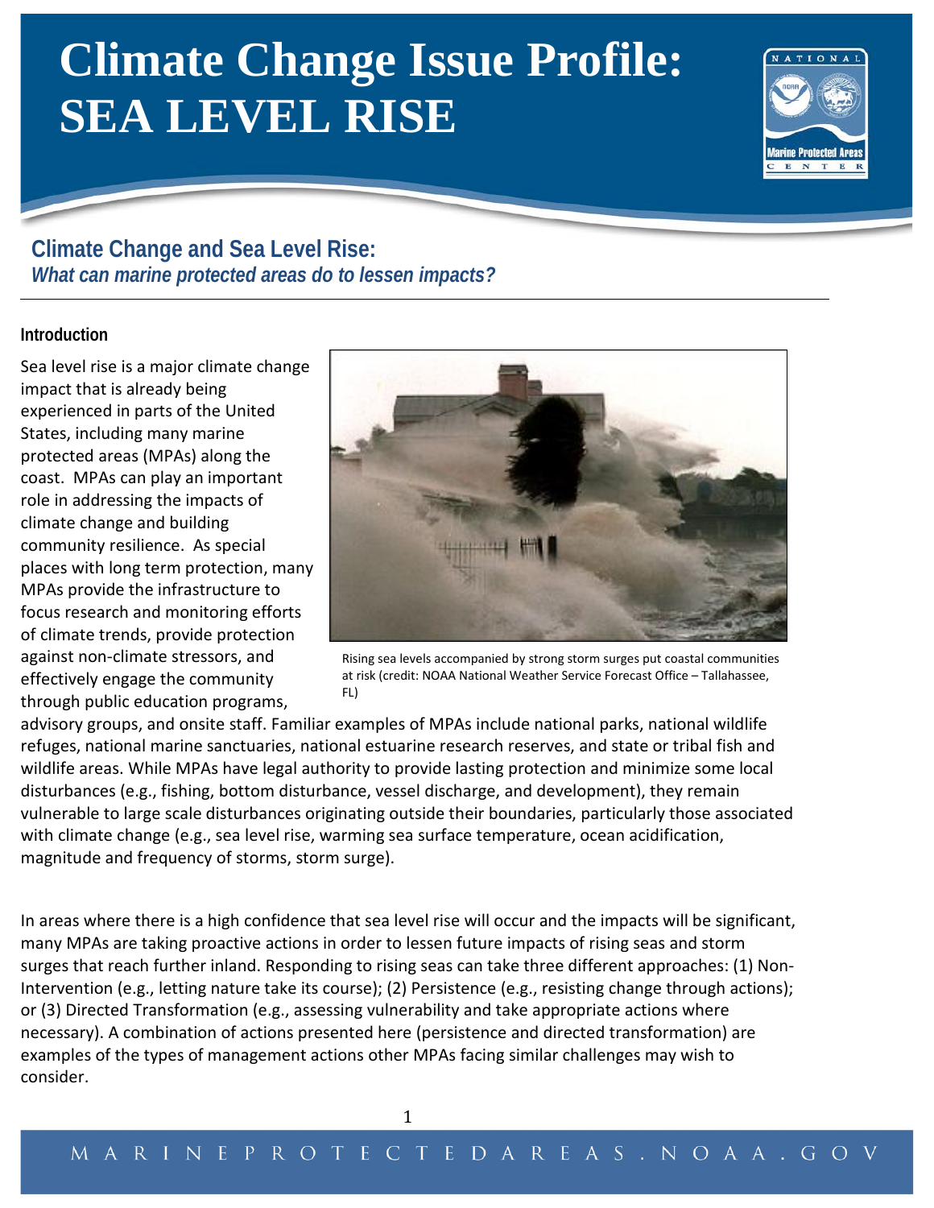# Climate Change Issue Profile: SEA LEVEL RISE

## Climate Change and Sea Level Rise:
### *What can marine protected areas do to lessen impacts?*

#### Introduction

Sea level rise is a major climate change impact that is already being experienced in parts of the United States, including many marine protected areas (MPAs) along the coast. MPAs can play an important role in addressing the impacts of climate change and building community resilience. As special places with long term protection, many MPAs provide the infrastructure to focus research and monitoring efforts of climate trends, provide protection against non-climate stressors, and effectively engage the community through public education programs, advisory groups, and onsite staff. Familiar examples of MPAs include national parks, national wildlife refuges, national marine sanctuaries, national estuarine research reserves, and state or tribal fish and wildlife areas. While MPAs have legal authority to provide lasting protection and minimize some local disturbances (e.g., fishing, bottom disturbance, vessel discharge, and development), they remain vulnerable to large scale disturbances originating outside their boundaries, particularly those associated with climate change (e.g., sea level rise, warming sea surface temperature, ocean acidification, magnitude and frequency of storms, storm surge).

Rising sea levels accompanied by strong storm surges put coastal communities at risk (credit: NOAA National Weather Service Forecast Office – Tallahassee, FL)

In areas where there is a high confidence that sea level rise will occur and the impacts will be significant, many MPAs are taking proactive actions in order to lessen future impacts of rising seas and storm surges that reach further inland. Responding to rising seas can take three different approaches: (1) Non-Intervention (e.g., letting nature take its course); (2) Persistence (e.g., resisting change through actions); or (3) Directed Transformation (e.g., assessing vulnerability and take appropriate actions where necessary). A combination of actions presented here (persistence and directed transformation) are examples of the types of management actions other MPAs facing similar challenges may wish to consider.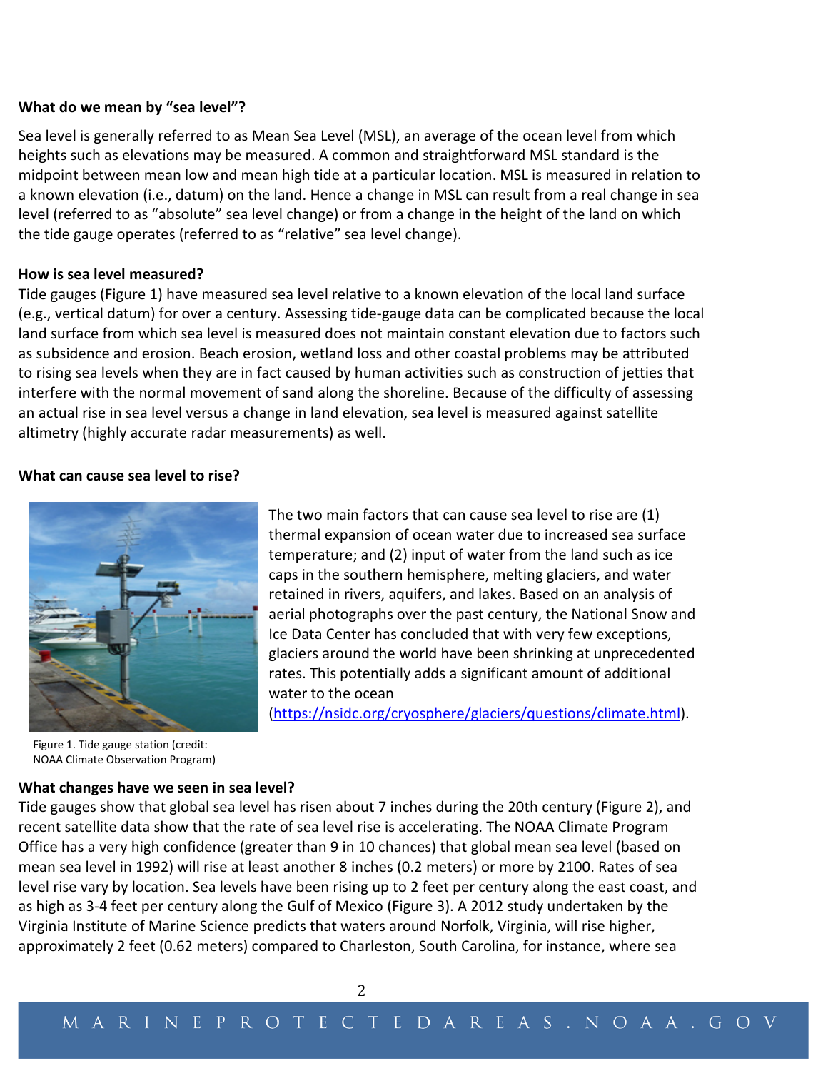**What do we mean by "sea level"?**

Sea level is generally referred to as Mean Sea Level (MSL), an average of the ocean level from which heights such as elevations may be measured. A common and straightforward MSL standard is the midpoint between mean low and mean high tide at a particular location. MSL is measured in relation to a known elevation (i.e., datum) on the land. Hence a change in MSL can result from a real change in sea level (referred to as "absolute" sea level change) or from a change in the height of the land on which the tide gauge operates (referred to as "relative" sea level change).

**How is sea level measured?**

Tide gauges (Figure 1) have measured sea level relative to a known elevation of the local land surface (e.g., vertical datum) for over a century. Assessing tide-gauge data can be complicated because the local land surface from which sea level is measured does not maintain constant elevation due to factors such as subsidence and erosion. Beach erosion, wetland loss and other coastal problems may be attributed to rising sea levels when they are in fact caused by human activities such as construction of jetties that interfere with the normal movement of sand along the shoreline. Because of the difficulty of assessing an actual rise in sea level versus a change in land elevation, sea level is measured against satellite altimetry (highly accurate radar measurements) as well.

**What can cause sea level to rise?**

The two main factors that can cause sea level to rise are (1) thermal expansion of ocean water due to increased sea surface temperature; and (2) input of water from the land such as ice caps in the southern hemisphere, melting glaciers, and water retained in rivers, aquifers, and lakes. Based on an analysis of aerial photographs over the past century, the National Snow and Ice Data Center has concluded that with very few exceptions, glaciers around the world have been shrinking at unprecedented rates. This potentially adds a significant amount of additional water to the ocean (https://nsidc.org/cryosphere/glaciers/questions/climate.html).

Figure 1. Tide gauge station (credit: NOAA Climate Observation Program)

**What changes have we seen in sea level?**

Tide gauges show that global sea level has risen about 7 inches during the 20th century (Figure 2), and recent satellite data show that the rate of sea level rise is accelerating. The NOAA Climate Program Office has a very high confidence (greater than 9 in 10 chances) that global mean sea level (based on mean sea level in 1992) will rise at least another 8 inches (0.2 meters) or more by 2100. Rates of sea level rise vary by location. Sea levels have been rising up to 2 feet per century along the east coast, and as high as 3-4 feet per century along the Gulf of Mexico (Figure 3). A 2012 study undertaken by the Virginia Institute of Marine Science predicts that waters around Norfolk, Virginia, will rise higher, approximately 2 feet (0.62 meters) compared to Charleston, South Carolina, for instance, where sea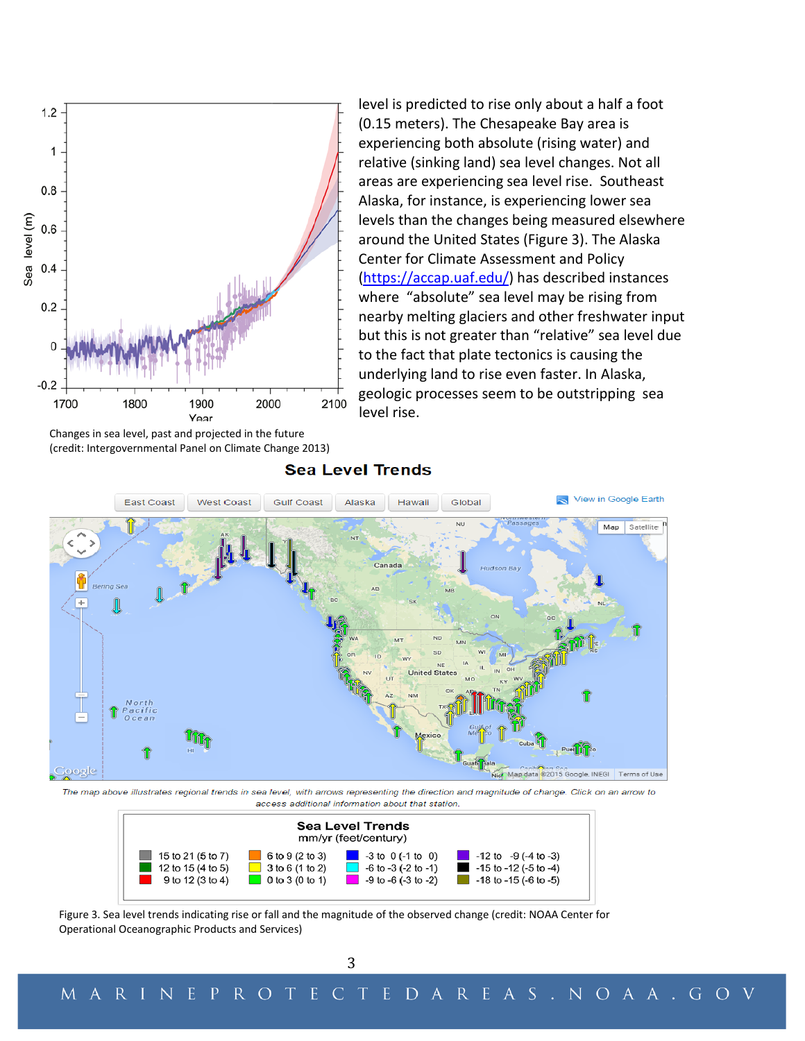level is predicted to rise only about a half a foot (0.15 meters). The Chesapeake Bay area is experiencing both absolute (rising water) and relative (sinking land) sea level changes. Not all areas are experiencing sea level rise. Southeast Alaska, for instance, is experiencing lower sea levels than the changes being measured elsewhere around the United States (Figure 3). The Alaska Center for Climate Assessment and Policy (https://accap.uaf.edu/) has described instances where "absolute" sea level may be rising from nearby melting glaciers and other freshwater input but this is not greater than "relative" sea level due to the fact that plate tectonics is causing the underlying land to rise even faster. In Alaska, geologic processes seem to be outstripping sea level rise.

Changes in sea level, past and projected in the future (credit: Intergovernmental Panel on Climate Change 2013)

## Sea Level Trends

*The map above illustrates regional trends in sea level, with arrows representing the direction and magnitude of change. Click on an arrow to access additional information about that station.*

**Sea Level Trends**
mm/yr (feet/century)

| | | | |
|---|---|---|---|
| 15 to 21 (5 to 7) | 6 to 9 (2 to 3) | -3 to 0 (-1 to 0) | -12 to -9 (-4 to -3) |
| 12 to 15 (4 to 5) | 3 to 6 (1 to 2) | -6 to -3 (-2 to -1) | -15 to -12 (-5 to -4) |
| 9 to 12 (3 to 4) | 0 to 3 (0 to 1) | -9 to -6 (-3 to -2) | -18 to -15 (-6 to -5) |

Figure 3. Sea level trends indicating rise or fall and the magnitude of the observed change (credit: NOAA Center for Operational Oceanographic Products and Services)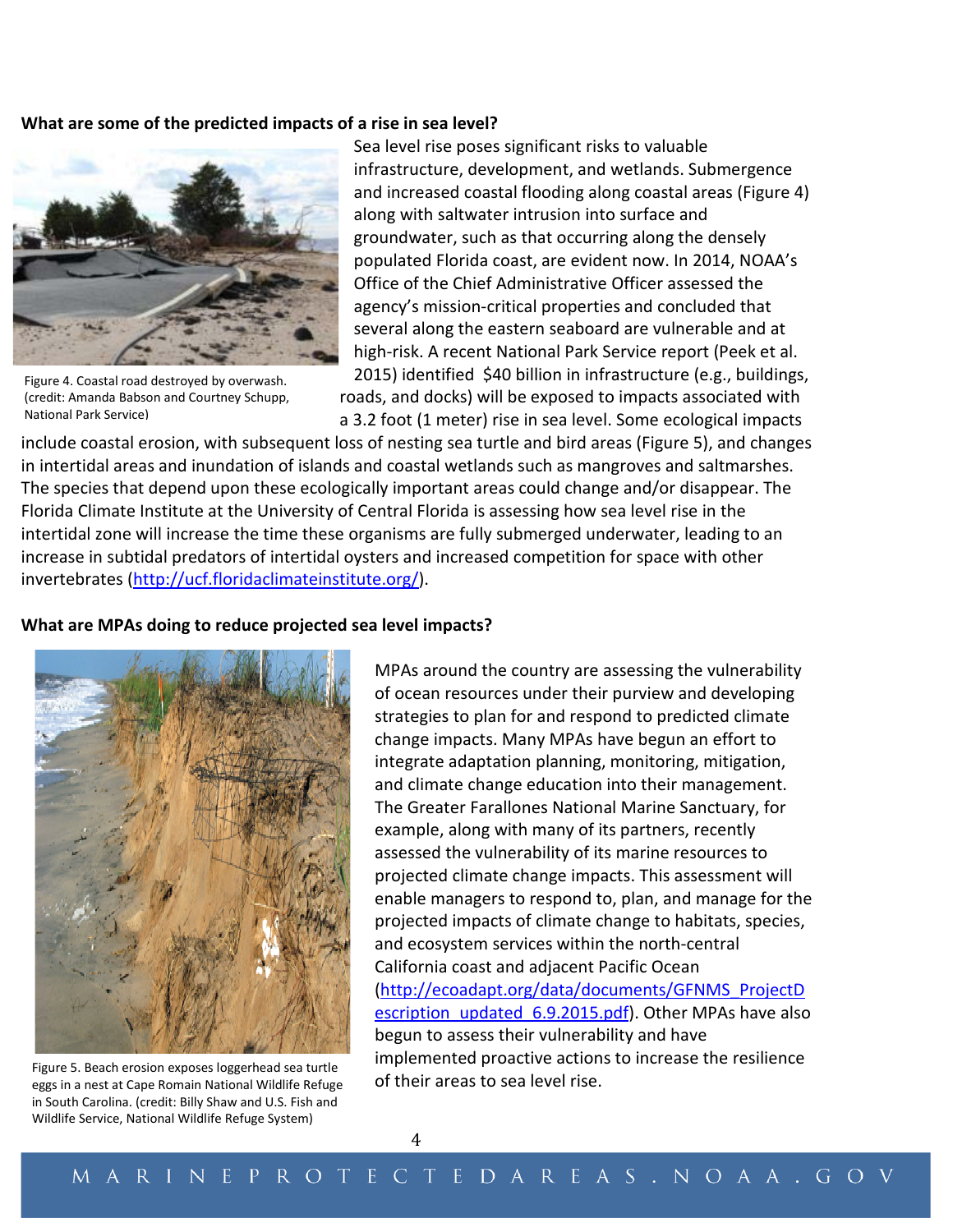**What are some of the predicted impacts of a rise in sea level?**

Figure 4. Coastal road destroyed by overwash. (credit: Amanda Babson and Courtney Schupp, National Park Service)

Sea level rise poses significant risks to valuable infrastructure, development, and wetlands. Submergence and increased coastal flooding along coastal areas (Figure 4) along with saltwater intrusion into surface and groundwater, such as that occurring along the densely populated Florida coast, are evident now. In 2014, NOAA's Office of the Chief Administrative Officer assessed the agency's mission-critical properties and concluded that several along the eastern seaboard are vulnerable and at high-risk. A recent National Park Service report (Peek et al. 2015) identified $40 billion in infrastructure (e.g., buildings, roads, and docks) will be exposed to impacts associated with a 3.2 foot (1 meter) rise in sea level. Some ecological impacts include coastal erosion, with subsequent loss of nesting sea turtle and bird areas (Figure 5), and changes in intertidal areas and inundation of islands and coastal wetlands such as mangroves and saltmarshes. The species that depend upon these ecologically important areas could change and/or disappear. The Florida Climate Institute at the University of Central Florida is assessing how sea level rise in the intertidal zone will increase the time these organisms are fully submerged underwater, leading to an increase in subtidal predators of intertidal oysters and increased competition for space with other invertebrates (http://ucf.floridaclimateinstitute.org/).

**What are MPAs doing to reduce projected sea level impacts?**

Figure 5. Beach erosion exposes loggerhead sea turtle eggs in a nest at Cape Romain National Wildlife Refuge in South Carolina. (credit: Billy Shaw and U.S. Fish and Wildlife Service, National Wildlife Refuge System)

MPAs around the country are assessing the vulnerability of ocean resources under their purview and developing strategies to plan for and respond to predicted climate change impacts. Many MPAs have begun an effort to integrate adaptation planning, monitoring, mitigation, and climate change education into their management. The Greater Farallones National Marine Sanctuary, for example, along with many of its partners, recently assessed the vulnerability of its marine resources to projected climate change impacts. This assessment will enable managers to respond to, plan, and manage for the projected impacts of climate change to habitats, species, and ecosystem services within the north-central California coast and adjacent Pacific Ocean (http://ecoadapt.org/data/documents/GFNMS_ProjectDescription_updated_6.9.2015.pdf). Other MPAs have also begun to assess their vulnerability and have implemented proactive actions to increase the resilience of their areas to sea level rise.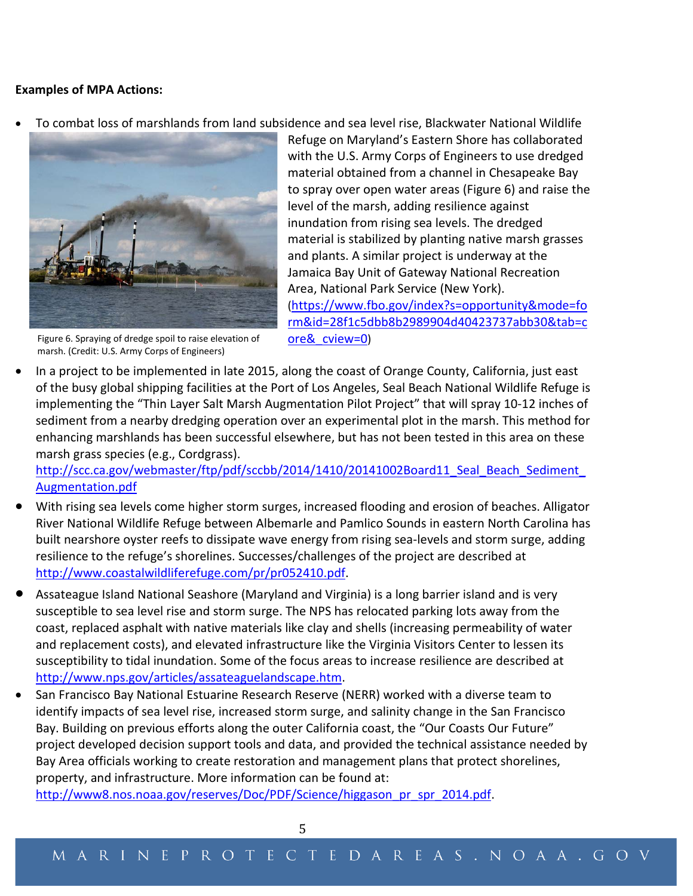**Examples of MPA Actions:**

- To combat loss of marshlands from land subsidence and sea level rise, Blackwater National Wildlife Refuge on Maryland's Eastern Shore has collaborated with the U.S. Army Corps of Engineers to use dredged material obtained from a channel in Chesapeake Bay to spray over open water areas (Figure 6) and raise the level of the marsh, adding resilience against inundation from rising sea levels. The dredged material is stabilized by planting native marsh grasses and plants. A similar project is underway at the Jamaica Bay Unit of Gateway National Recreation Area, National Park Service (New York). (https://www.fbo.gov/index?s=opportunity&mode=form&id=28f1c5dbb8b2989904d40423737abb30&tab=core&_cview=0)

Figure 6. Spraying of dredge spoil to raise elevation of marsh. (Credit: U.S. Army Corps of Engineers)

- In a project to be implemented in late 2015, along the coast of Orange County, California, just east of the busy global shipping facilities at the Port of Los Angeles, Seal Beach National Wildlife Refuge is implementing the "Thin Layer Salt Marsh Augmentation Pilot Project" that will spray 10-12 inches of sediment from a nearby dredging operation over an experimental plot in the marsh. This method for enhancing marshlands has been successful elsewhere, but has not been tested in this area on these marsh grass species (e.g., Cordgrass). http://scc.ca.gov/webmaster/ftp/pdf/sccbb/2014/1410/20141002Board11_Seal_Beach_Sediment_Augmentation.pdf
- With rising sea levels come higher storm surges, increased flooding and erosion of beaches. Alligator River National Wildlife Refuge between Albemarle and Pamlico Sounds in eastern North Carolina has built nearshore oyster reefs to dissipate wave energy from rising sea-levels and storm surge, adding resilience to the refuge's shorelines. Successes/challenges of the project are described at http://www.coastalwildliferefuge.com/pr/pr052410.pdf.
- Assateague Island National Seashore (Maryland and Virginia) is a long barrier island and is very susceptible to sea level rise and storm surge. The NPS has relocated parking lots away from the coast, replaced asphalt with native materials like clay and shells (increasing permeability of water and replacement costs), and elevated infrastructure like the Virginia Visitors Center to lessen its susceptibility to tidal inundation. Some of the focus areas to increase resilience are described at http://www.nps.gov/articles/assateaguelandscape.htm.
- San Francisco Bay National Estuarine Research Reserve (NERR) worked with a diverse team to identify impacts of sea level rise, increased storm surge, and salinity change in the San Francisco Bay. Building on previous efforts along the outer California coast, the "Our Coasts Our Future" project developed decision support tools and data, and provided the technical assistance needed by Bay Area officials working to create restoration and management plans that protect shorelines, property, and infrastructure. More information can be found at: http://www8.nos.noaa.gov/reserves/Doc/PDF/Science/higgason_pr_spr_2014.pdf.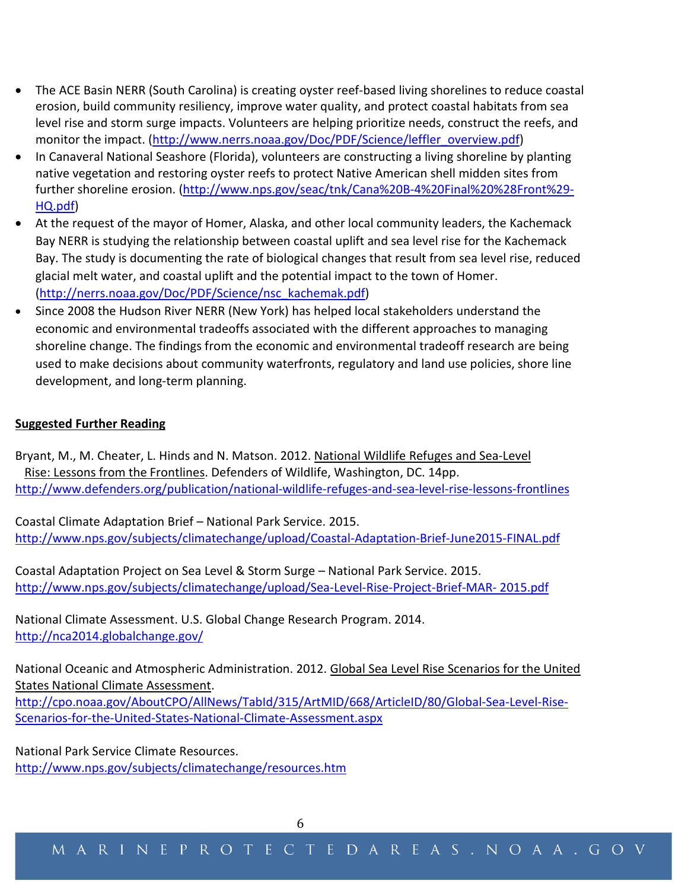- The ACE Basin NERR (South Carolina) is creating oyster reef-based living shorelines to reduce coastal erosion, build community resiliency, improve water quality, and protect coastal habitats from sea level rise and storm surge impacts. Volunteers are helping prioritize needs, construct the reefs, and monitor the impact. (http://www.nerrs.noaa.gov/Doc/PDF/Science/leffler_overview.pdf)
- In Canaveral National Seashore (Florida), volunteers are constructing a living shoreline by planting native vegetation and restoring oyster reefs to protect Native American shell midden sites from further shoreline erosion. (http://www.nps.gov/seac/tnk/Cana%20B-4%20Final%20%28Front%29-HQ.pdf)
- At the request of the mayor of Homer, Alaska, and other local community leaders, the Kachemack Bay NERR is studying the relationship between coastal uplift and sea level rise for the Kachemack Bay. The study is documenting the rate of biological changes that result from sea level rise, reduced glacial melt water, and coastal uplift and the potential impact to the town of Homer. (http://nerrs.noaa.gov/Doc/PDF/Science/nsc_kachemak.pdf)
- Since 2008 the Hudson River NERR (New York) has helped local stakeholders understand the economic and environmental tradeoffs associated with the different approaches to managing shoreline change. The findings from the economic and environmental tradeoff research are being used to make decisions about community waterfronts, regulatory and land use policies, shore line development, and long-term planning.

**Suggested Further Reading**

Bryant, M., M. Cheater, L. Hinds and N. Matson. 2012. National Wildlife Refuges and Sea-Level Rise: Lessons from the Frontlines. Defenders of Wildlife, Washington, DC. 14pp.
http://www.defenders.org/publication/national-wildlife-refuges-and-sea-level-rise-lessons-frontlines

Coastal Climate Adaptation Brief – National Park Service. 2015.
http://www.nps.gov/subjects/climatechange/upload/Coastal-Adaptation-Brief-June2015-FINAL.pdf

Coastal Adaptation Project on Sea Level & Storm Surge – National Park Service. 2015.
http://www.nps.gov/subjects/climatechange/upload/Sea-Level-Rise-Project-Brief-MAR- 2015.pdf

National Climate Assessment. U.S. Global Change Research Program. 2014.
http://nca2014.globalchange.gov/

National Oceanic and Atmospheric Administration. 2012. Global Sea Level Rise Scenarios for the United States National Climate Assessment.
http://cpo.noaa.gov/AboutCPO/AllNews/TabId/315/ArtMID/668/ArticleID/80/Global-Sea-Level-Rise-Scenarios-for-the-United-States-National-Climate-Assessment.aspx

National Park Service Climate Resources.
http://www.nps.gov/subjects/climatechange/resources.htm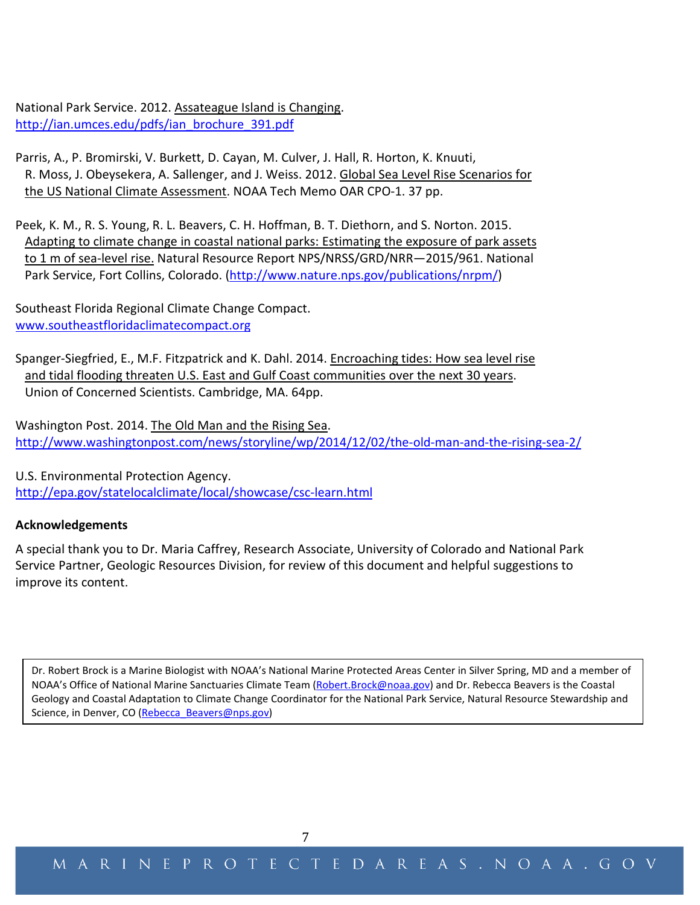National Park Service. 2012. Assateague Island is Changing.
http://ian.umces.edu/pdfs/ian_brochure_391.pdf

Parris, A., P. Bromirski, V. Burkett, D. Cayan, M. Culver, J. Hall, R. Horton, K. Knuuti, R. Moss, J. Obeysekera, A. Sallenger, and J. Weiss. 2012. Global Sea Level Rise Scenarios for the US National Climate Assessment. NOAA Tech Memo OAR CPO-1. 37 pp.

Peek, K. M., R. S. Young, R. L. Beavers, C. H. Hoffman, B. T. Diethorn, and S. Norton. 2015. Adapting to climate change in coastal national parks: Estimating the exposure of park assets to 1 m of sea-level rise. Natural Resource Report NPS/NRSS/GRD/NRR—2015/961. National Park Service, Fort Collins, Colorado. (http://www.nature.nps.gov/publications/nrpm/)

Southeast Florida Regional Climate Change Compact.
www.southeastfloridaclimatecompact.org

Spanger-Siegfried, E., M.F. Fitzpatrick and K. Dahl. 2014. Encroaching tides: How sea level rise and tidal flooding threaten U.S. East and Gulf Coast communities over the next 30 years. Union of Concerned Scientists. Cambridge, MA. 64pp.

Washington Post. 2014. The Old Man and the Rising Sea.
http://www.washingtonpost.com/news/storyline/wp/2014/12/02/the-old-man-and-the-rising-sea-2/

U.S. Environmental Protection Agency.
http://epa.gov/statelocalclimate/local/showcase/csc-learn.html

**Acknowledgements**

A special thank you to Dr. Maria Caffrey, Research Associate, University of Colorado and National Park Service Partner, Geologic Resources Division, for review of this document and helpful suggestions to improve its content.

Dr. Robert Brock is a Marine Biologist with NOAA's National Marine Protected Areas Center in Silver Spring, MD and a member of NOAA's Office of National Marine Sanctuaries Climate Team (Robert.Brock@noaa.gov) and Dr. Rebecca Beavers is the Coastal Geology and Coastal Adaptation to Climate Change Coordinator for the National Park Service, Natural Resource Stewardship and Science, in Denver, CO (Rebecca_Beavers@nps.gov)